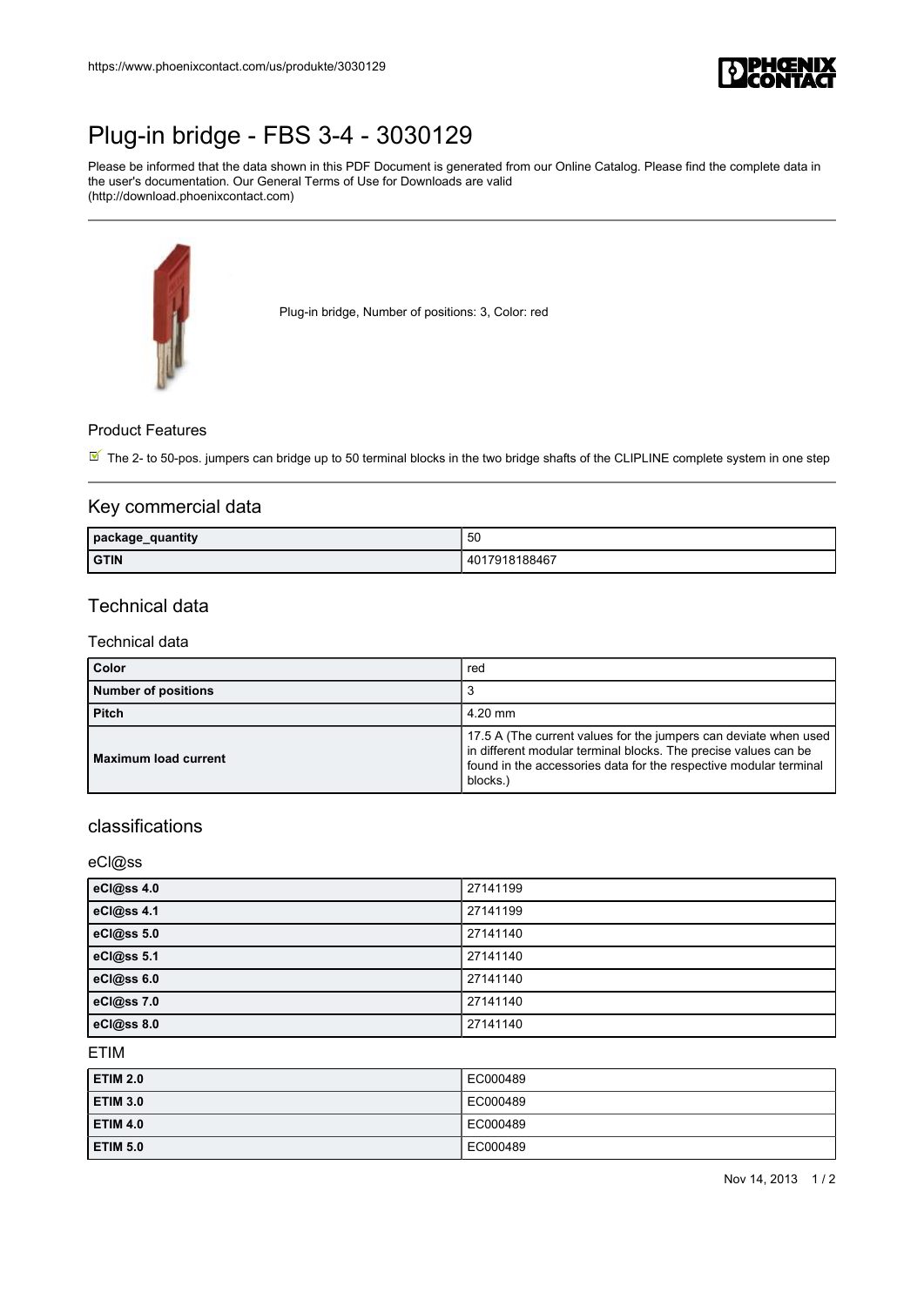https://www.phoenixcontact.com/us/produkte/3030129

# Plug-in bridge - FBS 3-4 - 3030129

Please be informed that the data shown in this PDF Document is generated from our Online Catalog. Please find the complete data in the user's documentation. Our General Terms of Use for Downloads are valid (http://download.phoenixcontact.com)

Plug-in bridge, Number of positions: 3, Color: red

### Product Features

- The 2- to 50-pos. jumpers can bridge up to 50 terminal blocks in the two bridge shafts of the CLIPLINE complete system in one step

## Key commercial data

| package_quantity | 50 |
|---|---|
| GTIN | 4017918188467 |

## Technical data

### Technical data

| Color | red |
|---|---|
| Number of positions | 3 |
| Pitch | 4.20 mm |
| Maximum load current | 17.5 A (The current values for the jumpers can deviate when used in different modular terminal blocks. The precise values can be found in the accessories data for the respective modular terminal blocks.) |

## classifications

### eCl@ss

| eCl@ss 4.0 | 27141199 |
|---|---|
| eCl@ss 4.1 | 27141199 |
| eCl@ss 5.0 | 27141140 |
| eCl@ss 5.1 | 27141140 |
| eCl@ss 6.0 | 27141140 |
| eCl@ss 7.0 | 27141140 |
| eCl@ss 8.0 | 27141140 |

### ETIM

| ETIM 2.0 | EC000489 |
|---|---|
| ETIM 3.0 | EC000489 |
| ETIM 4.0 | EC000489 |
| ETIM 5.0 | EC000489 |

Nov 14, 2013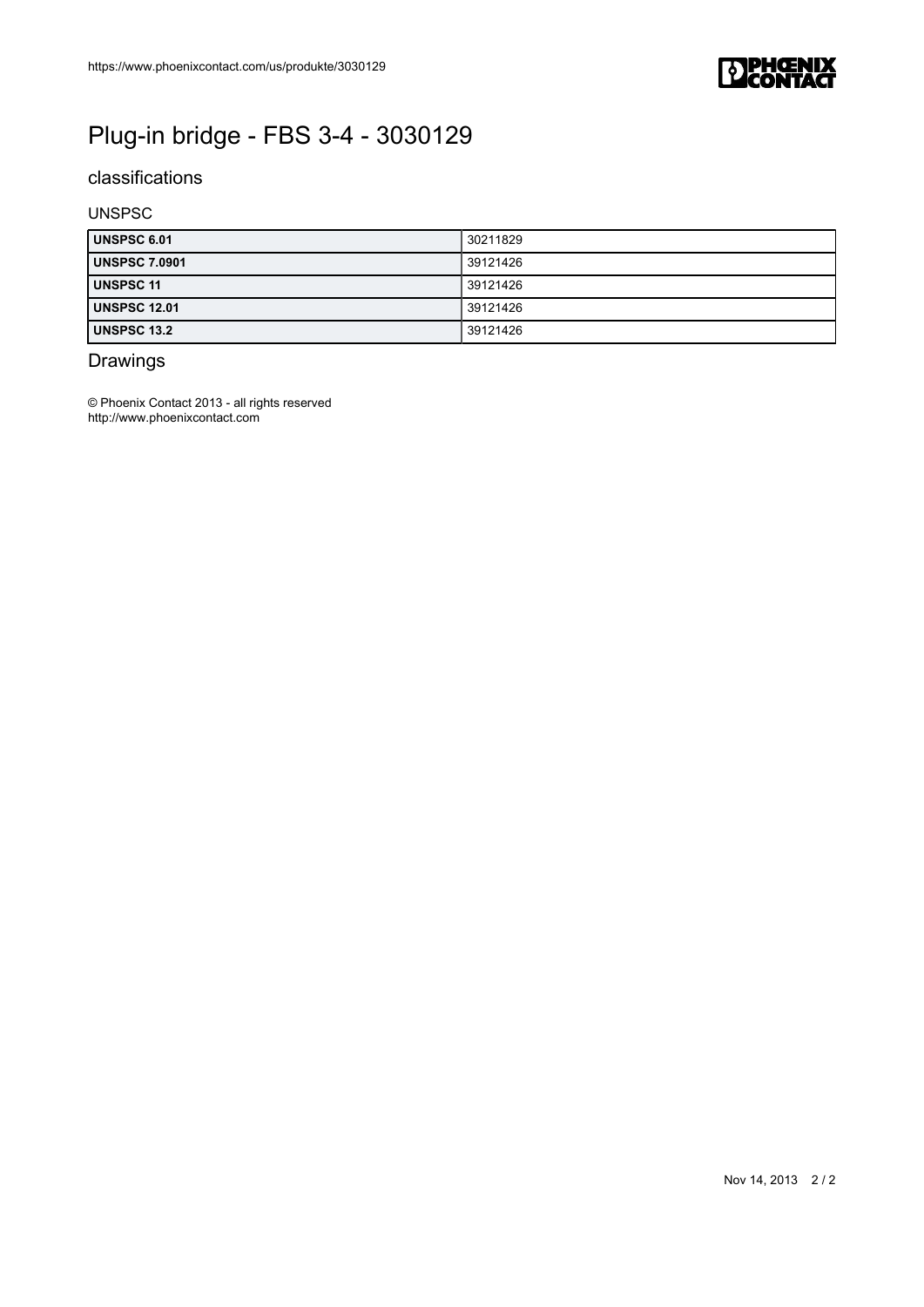# Plug-in bridge - FBS 3-4 - 3030129

## classifications

### UNSPSC

| | |
|---|---|
| **UNSPSC 6.01** | 30211829 |
| **UNSPSC 7.0901** | 39121426 |
| **UNSPSC 11** | 39121426 |
| **UNSPSC 12.01** | 39121426 |
| **UNSPSC 13.2** | 39121426 |

## Drawings

© Phoenix Contact 2013 - all rights reserved
http://www.phoenixcontact.com